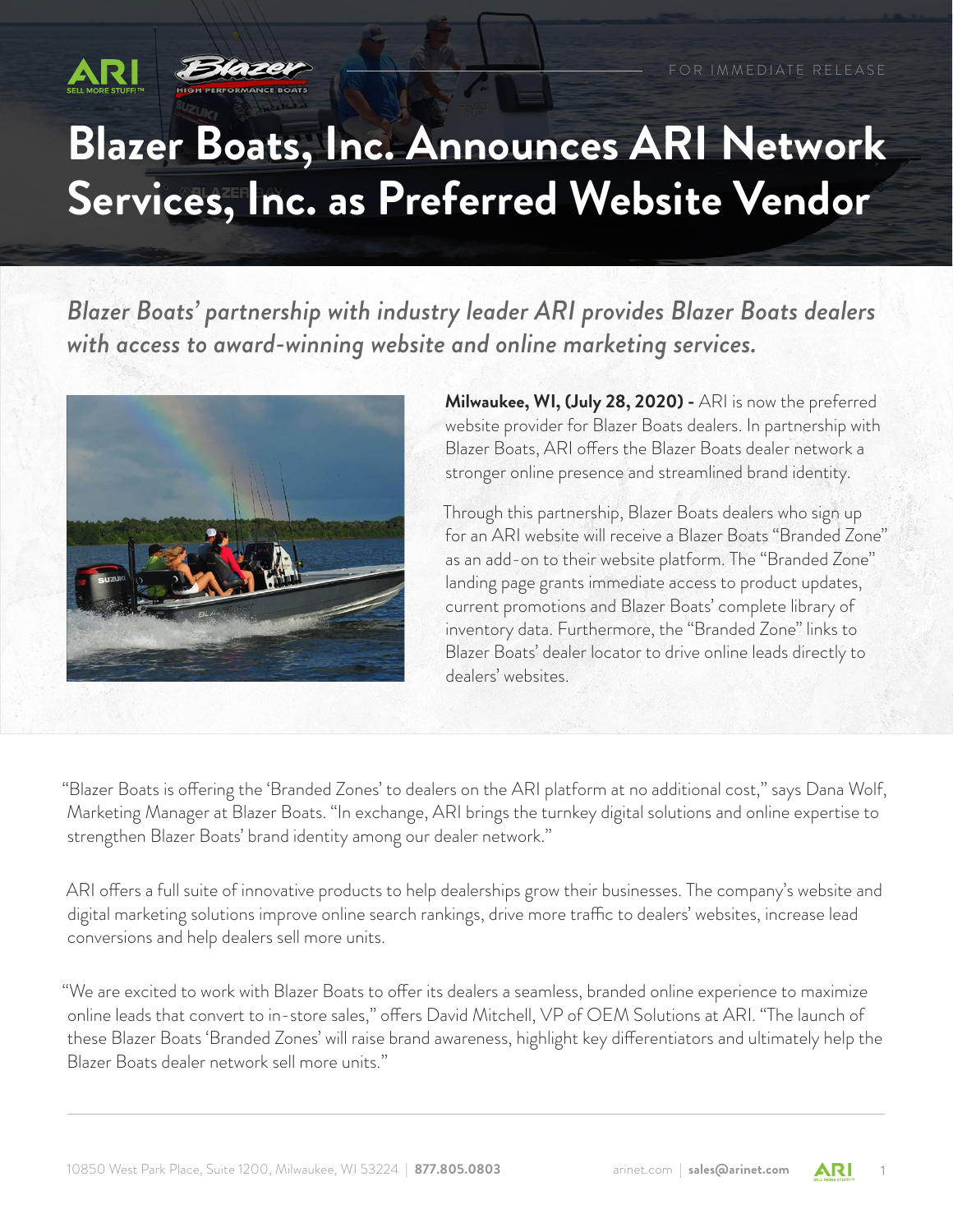FOR IMMEDIATE RELEASE

# Blazer Boats, Inc. Announces ARI Network Services, Inc. as Preferred Website Vendor

*Blazer Boats' partnership with industry leader ARI provides Blazer Boats dealers with access to award-winning website and online marketing services.*

**Milwaukee, WI, (July 28, 2020) -** ARI is now the preferred website provider for Blazer Boats dealers. In partnership with Blazer Boats, ARI offers the Blazer Boats dealer network a stronger online presence and streamlined brand identity.

Through this partnership, Blazer Boats dealers who sign up for an ARI website will receive a Blazer Boats "Branded Zone" as an add-on to their website platform. The "Branded Zone" landing page grants immediate access to product updates, current promotions and Blazer Boats' complete library of inventory data. Furthermore, the "Branded Zone" links to Blazer Boats' dealer locator to drive online leads directly to dealers' websites.

"Blazer Boats is offering the 'Branded Zones' to dealers on the ARI platform at no additional cost," says Dana Wolf, Marketing Manager at Blazer Boats. "In exchange, ARI brings the turnkey digital solutions and online expertise to strengthen Blazer Boats' brand identity among our dealer network."

ARI offers a full suite of innovative products to help dealerships grow their businesses. The company's website and digital marketing solutions improve online search rankings, drive more traffic to dealers' websites, increase lead conversions and help dealers sell more units.

"We are excited to work with Blazer Boats to offer its dealers a seamless, branded online experience to maximize online leads that convert to in-store sales," offers David Mitchell, VP of OEM Solutions at ARI. "The launch of these Blazer Boats 'Branded Zones' will raise brand awareness, highlight key differentiators and ultimately help the Blazer Boats dealer network sell more units."

10850 West Park Place, Suite 1200, Milwaukee, WI 53224 | **877.805.0803** arinet.com | **sales@arinet.com**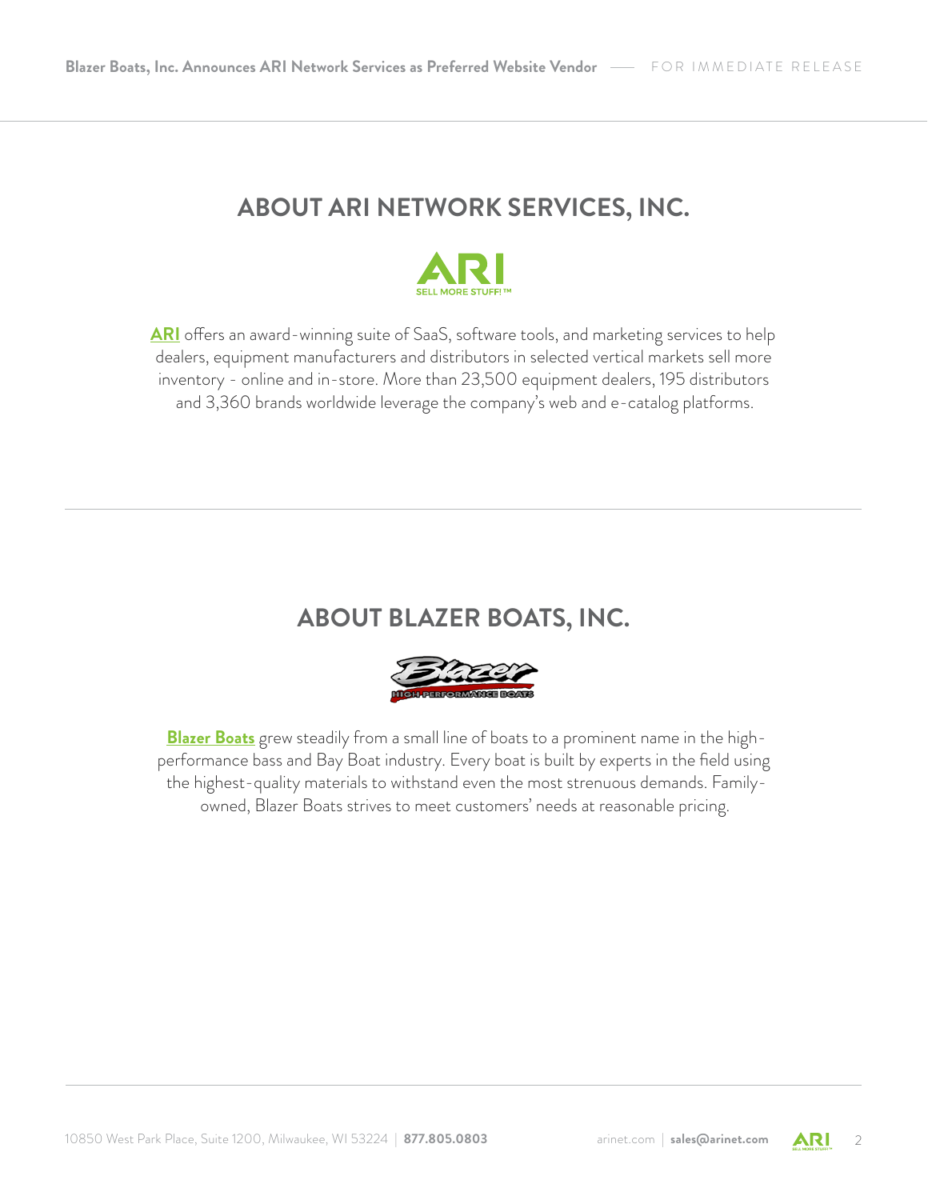## ABOUT ARI NETWORK SERVICES, INC.

**ARI** offers an award-winning suite of SaaS, software tools, and marketing services to help dealers, equipment manufacturers and distributors in selected vertical markets sell more inventory - online and in-store. More than 23,500 equipment dealers, 195 distributors and 3,360 brands worldwide leverage the company's web and e-catalog platforms.

## ABOUT BLAZER BOATS, INC.

**Blazer Boats** grew steadily from a small line of boats to a prominent name in the high-performance bass and Bay Boat industry. Every boat is built by experts in the field using the highest-quality materials to withstand even the most strenuous demands. Family-owned, Blazer Boats strives to meet customers' needs at reasonable pricing.

10850 West Park Place, Suite 1200, Milwaukee, WI 53224 | **877.805.0803**    arinet.com | **sales@arinet.com**